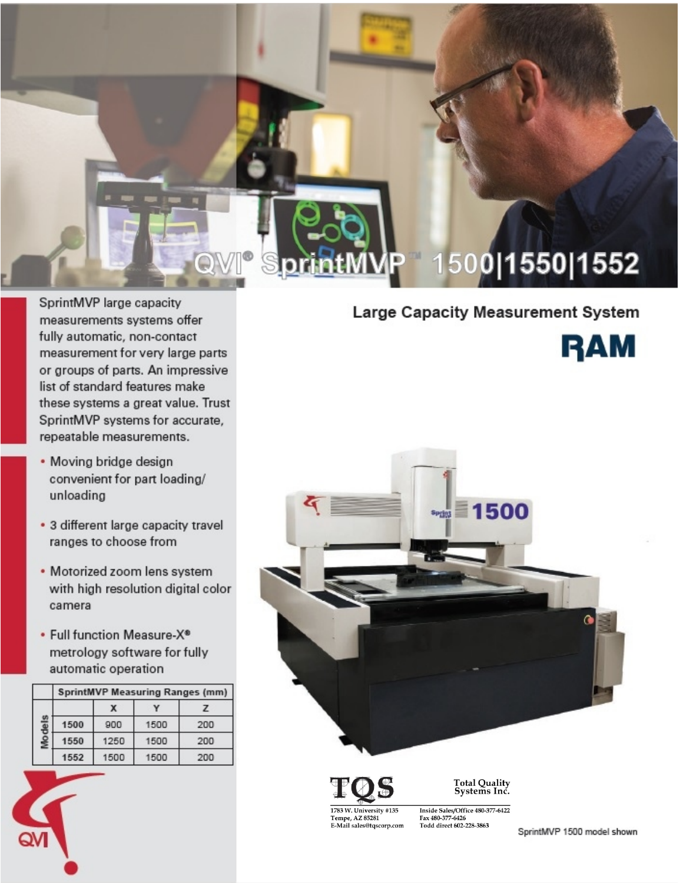# QVI® SprintMVP™ 1500|1550|1552

## Large Capacity Measurement System

RAM

SprintMVP large capacity measurements systems offer fully automatic, non-contact measurement for very large parts or groups of parts. An impressive list of standard features make these systems a great value. Trust SprintMVP systems for accurate, repeatable measurements.

- Moving bridge design convenient for part loading/unloading
- 3 different large capacity travel ranges to choose from
- Motorized zoom lens system with high resolution digital color camera
- Full function Measure-X® metrology software for fully automatic operation

| | SprintMVP Measuring Ranges (mm) | | | |
|---|---|---|---|---|
| Models | | X | Y | Z |
| | 1500 | 900 | 1500 | 200 |
| | 1550 | 1250 | 1500 | 200 |
| | 1552 | 1500 | 1500 | 200 |

TQS Total Quality Systems Inc.

1783 W. University #135
Tempe, AZ 85281
E-Mail sales@tqscorp.com

Inside Sales/Office 480-377-6422
Fax 480-377-6426
Todd direct 602-228-3863

SprintMVP 1500 model shown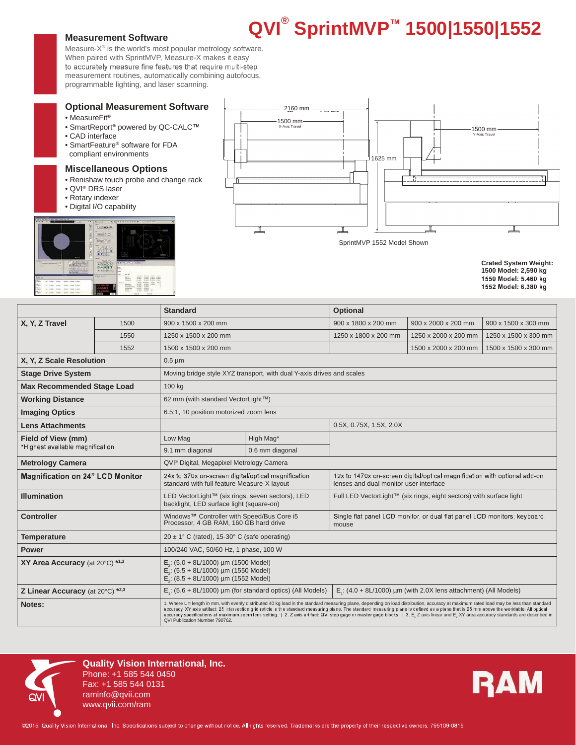# QVI® SprintMVP™ 1500|1550|1552

## Measurement Software

Measure-X® is the world's most popular metrology software. When paired with SprintMVP, Measure-X makes it easy to accurately measure fine features that require multi-step measurement routines, automatically combining autofocus, programmable lighting, and laser scanning.

## Optional Measurement Software

- MeasureFit®
- SmartReport® powered by QC-CALC™
- CAD interface
- SmartFeature® software for FDA compliant environments

## Miscellaneous Options

- Renishaw touch probe and change rack
- QVI® DRS laser
- Rotary indexer
- Digital I/O capability

2160 mm
1500 mm
X-Axis Travel
1500 mm
Y-Axis Travel
1625 mm

SprintMVP 1552 Model Shown

**Crated System Weight:**
**1500 Model: 2,590 kg**
**1550 Model: 5,460 kg**
**1552 Model: 6,380 kg**

| | | Standard | | Optional | | |
|---|---|---|---|---|---|---|
| **X, Y, Z Travel** | 1500 | 900 x 1500 x 200 mm | | 900 x 1800 x 200 mm | 900 x 2000 x 200 mm | 900 x 1500 x 300 mm |
| | 1550 | 1250 x 1500 x 200 mm | | 1250 x 1800 x 200 mm | 1250 x 2000 x 200 mm | 1250 x 1500 x 300 mm |
| | 1552 | 1500 x 1500 x 200 mm | | | 1500 x 2000 x 200 mm | 1500 x 1500 x 300 mm |
| **X, Y, Z Scale Resolution** | | 0.5 µm | | | | |
| **Stage Drive System** | | Moving bridge style XYZ transport, with dual Y-axis drives and scales | | | | |
| **Max Recommended Stage Load** | | 100 kg | | | | |
| **Working Distance** | | 62 mm (with standard VectorLight™) | | | | |
| **Imaging Optics** | | 6.5:1, 10 position motorized zoom lens | | | | |
| **Lens Attachments** | | | | 0.5X, 0.75X, 1.5X, 2.0X | | |
| **Field of View (mm)** *Highest available magnification | | Low Mag | High Mag* | | | |
| | | 9.1 mm diagonal | 0.6 mm diagonal | | | |
| **Metrology Camera** | | QVI® Digital, Megapixel Metrology Camera | | | | |
| **Magnification on 24" LCD Monitor** | | 24x to 370x on-screen digital/optical magnification standard with full feature Measure-X layout | | 12x to 1470x on-screen digital/optical magnification with optional add-on lenses and dual monitor user interface | | |
| **Illumination** | | LED VectorLight™ (six rings, seven sectors), LED backlight, LED surface light (square-on) | | Full LED VectorLight™ (six rings, eight sectors) with surface light | | |
| **Controller** | | Windows™ Controller with Speed/Bus Core i5 Processor, 4 GB RAM, 160 GB hard drive | | Single flat panel LCD monitor, or dual flat panel LCD monitors; keyboard, mouse | | |
| **Temperature** | | 20 ± 1° C (rated), 15-30° C (safe operating) | | | | |
| **Power** | | 100/240 VAC, 50/60 Hz, 1 phase, 100 W | | | | |
| **XY Area Accuracy** (at 20°C) *[1,3] | | $E_2$: (5.0 + 8L/1000) µm (1500 Model)<br>$E_2$: (5.5 + 8L/1000) µm (1550 Model)<br>$E_2$: (8.5 + 8L/1000) µm (1552 Model) | | | | |
| **Z Linear Accuracy** (at 20°C) *[2,3] | | $E_1$: (5.6 + 8L/1000) µm (for standard optics) (All Models) | | $E_1$: (4.0 + 8L/1000) µm (with 2.0X lens attachment) (All Models) | | |
| **Notes:** | | 1. Where L = length in mm, with evenly distributed 40 kg load in the standard measuring plane, depending on load distribution, accuracy at maximum rated load may be less than standard accuracy. XY axis artifact: 25 intersection grid reticle in the standard measuring plane. The standard measuring plane is defined as a plane that is 25 mm above the worktable. All optical accuracy specifications at maximum zoom lens setting. \| 2. Z axis artifact: QVI step gage or master gage blocks. \| 3. $E_1$ Z axis linear and $E_2$ XY area accuracy standards are described in QVI Publication Number 790762. | | | | |

**Quality Vision International, Inc.**
Phone: +1 585 544 0450
Fax: +1 585 544 0131
raminfo@qvii.com
www.qvii.com/ram

RAM

©2015, Quality Vision International Inc. Specifications subject to change without notice. All rights reserved. Trademarks are the property of their respective owners. 795109-0815